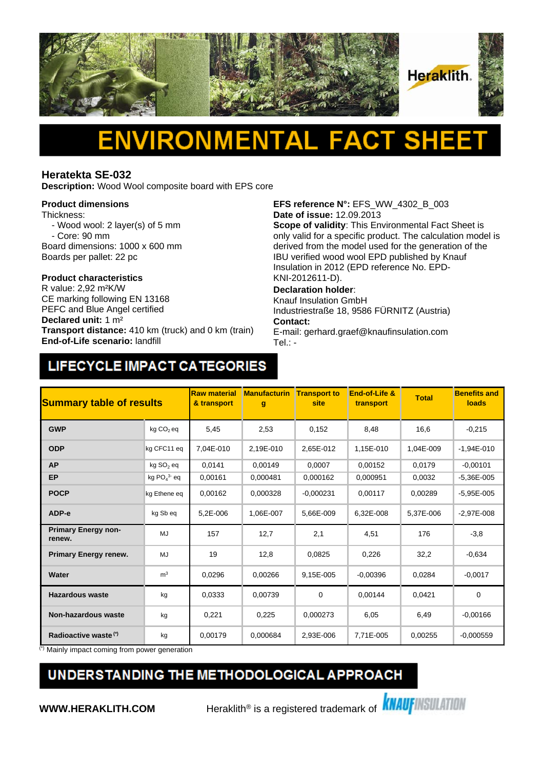# ENVIRONMENTAL FACT SHEET

## Heratekta SE-032

**Description:** Wood Wool composite board with EPS core

**Product dimensions**

Thickness:
- Wood wool: 2 layer(s) of 5 mm
- Core: 90 mm

Board dimensions: 1000 x 600 mm
Boards per pallet: 22 pc

**Product characteristics**

R value: 2,92 m²K/W
CE marking following EN 13168
PEFC and Blue Angel certified
**Declared unit:** 1 m²
**Transport distance:** 410 km (truck) and 0 km (train)
**End-of-Life scenario:** landfill

**EFS reference N°:** EFS_WW_4302_B_003
**Date of issue:** 12.09.2013
**Scope of validity**: This Environmental Fact Sheet is only valid for a specific product. The calculation model is derived from the model used for the generation of the IBU verified wood wool EPD published by Knauf Insulation in 2012 (EPD reference No. EPD-KNI-2012611-D).
**Declaration holder**:
Knauf Insulation GmbH
Industriestraße 18, 9586 FÜRNITZ (Austria)
**Contact:**
E-mail: gerhard.graef@knaufinsulation.com
Tel.: -

## LIFECYCLE IMPACT CATEGORIES

| Summary table of results | | Raw material & transport | Manufacturing | Transport to site | End-of-Life & transport | Total | Benefits and loads |
|---|---|---|---|---|---|---|---|
| **GWP** | kg $CO_2$ eq | 5,45 | 2,53 | 0,152 | 8,48 | 16,6 | -0,215 |
| **ODP** | kg CFC11 eq | 7,04E-010 | 2,19E-010 | 2,65E-012 | 1,15E-010 | 1,04E-009 | -1,94E-010 |
| **AP** | kg $SO_2$ eq | 0,0141 | 0,00149 | 0,0007 | 0,00152 | 0,0179 | -0,00101 |
| **EP** | kg $PO_4^{3-}$ eq | 0,00161 | 0,000481 | 0,000162 | 0,000951 | 0,0032 | -5,36E-005 |
| **POCP** | kg Ethene eq | 0,00162 | 0,000328 | -0,000231 | 0,00117 | 0,00289 | -5,95E-005 |
| **ADP-e** | kg Sb eq | 5,2E-006 | 1,06E-007 | 5,66E-009 | 6,32E-008 | 5,37E-006 | -2,97E-008 |
| **Primary Energy non-renew.** | MJ | 157 | 12,7 | 2,1 | 4,51 | 176 | -3,8 |
| **Primary Energy renew.** | MJ | 19 | 12,8 | 0,0825 | 0,226 | 32,2 | -0,634 |
| **Water** | m³ | 0,0296 | 0,00266 | 9,15E-005 | -0,00396 | 0,0284 | -0,0017 |
| **Hazardous waste** | kg | 0,0333 | 0,00739 | 0 | 0,00144 | 0,0421 | 0 |
| **Non-hazardous waste** | kg | 0,221 | 0,225 | 0,000273 | 6,05 | 6,49 | -0,00166 |
| **Radioactive waste (*)** | kg | 0,00179 | 0,000684 | 2,93E-006 | 7,71E-005 | 0,00255 | -0,000559 |

(*) Mainly impact coming from power generation

## UNDERSTANDING THE METHODOLOGICAL APPROACH

**WWW.HERAKLITH.COM** Heraklith® is a registered trademark of KNAUF INSULATION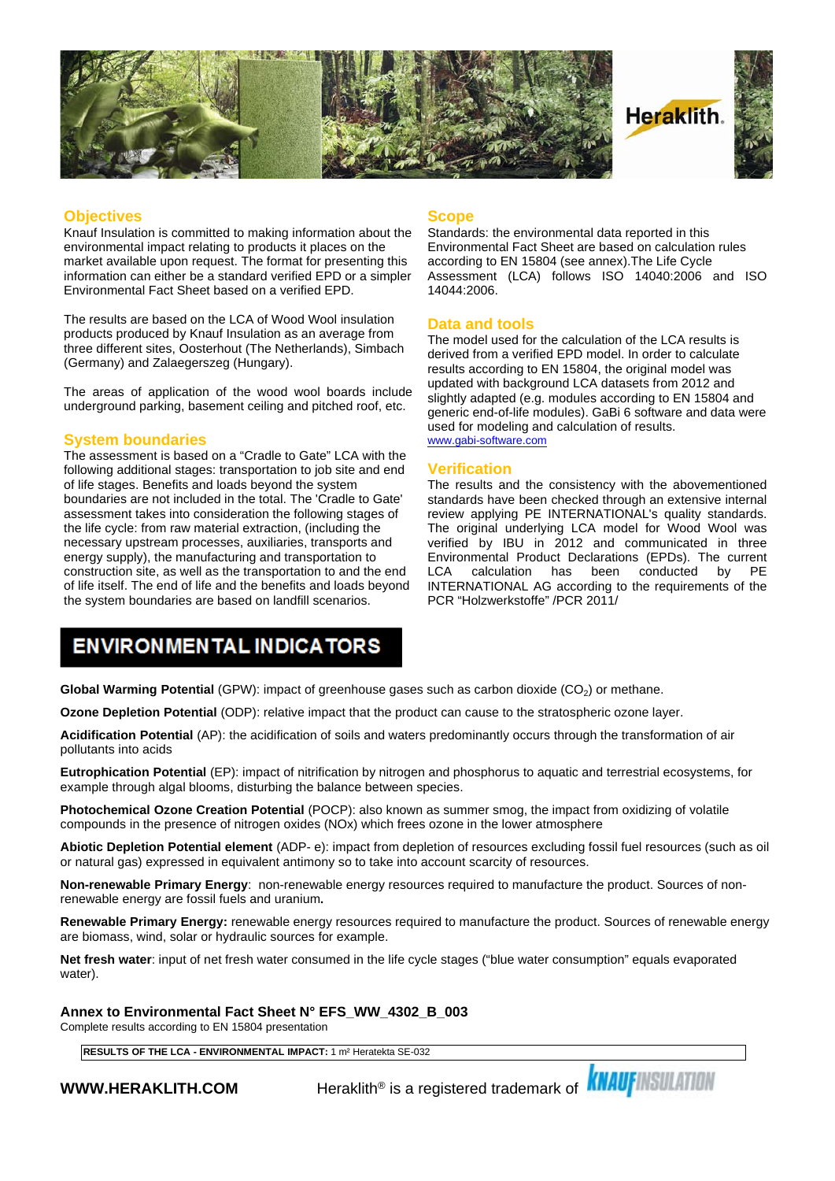## Objectives

Knauf Insulation is committed to making information about the environmental impact relating to products it places on the market available upon request. The format for presenting this information can either be a standard verified EPD or a simpler Environmental Fact Sheet based on a verified EPD.

The results are based on the LCA of Wood Wool insulation products produced by Knauf Insulation as an average from three different sites, Oosterhout (The Netherlands), Simbach (Germany) and Zalaegerszeg (Hungary).

The areas of application of the wood wool boards include underground parking, basement ceiling and pitched roof, etc.

## System boundaries

The assessment is based on a "Cradle to Gate" LCA with the following additional stages: transportation to job site and end of life stages. Benefits and loads beyond the system boundaries are not included in the total. The 'Cradle to Gate' assessment takes into consideration the following stages of the life cycle: from raw material extraction, (including the necessary upstream processes, auxiliaries, transports and energy supply), the manufacturing and transportation to construction site, as well as the transportation to and the end of life itself. The end of life and the benefits and loads beyond the system boundaries are based on landfill scenarios.

## Scope

Standards: the environmental data reported in this Environmental Fact Sheet are based on calculation rules according to EN 15804 (see annex).The Life Cycle Assessment (LCA) follows ISO 14040:2006 and ISO 14044:2006.

## Data and tools

The model used for the calculation of the LCA results is derived from a verified EPD model. In order to calculate results according to EN 15804, the original model was updated with background LCA datasets from 2012 and slightly adapted (e.g. modules according to EN 15804 and generic end-of-life modules). GaBi 6 software and data were used for modeling and calculation of results.
www.gabi-software.com

## Verification

The results and the consistency with the abovementioned standards have been checked through an extensive internal review applying PE INTERNATIONAL's quality standards. The original underlying LCA model for Wood Wool was verified by IBU in 2012 and communicated in three Environmental Product Declarations (EPDs). The current LCA calculation has been conducted by PE INTERNATIONAL AG according to the requirements of the PCR "Holzwerkstoffe" /PCR 2011/

## ENVIRONMENTAL INDICATORS

**Global Warming Potential** (GPW): impact of greenhouse gases such as carbon dioxide ($CO_2$) or methane.

**Ozone Depletion Potential** (ODP): relative impact that the product can cause to the stratospheric ozone layer.

**Acidification Potential** (AP): the acidification of soils and waters predominantly occurs through the transformation of air pollutants into acids

**Eutrophication Potential** (EP): impact of nitrification by nitrogen and phosphorus to aquatic and terrestrial ecosystems, for example through algal blooms, disturbing the balance between species.

**Photochemical Ozone Creation Potential** (POCP): also known as summer smog, the impact from oxidizing of volatile compounds in the presence of nitrogen oxides (NOx) which frees ozone in the lower atmosphere

**Abiotic Depletion Potential element** (ADP- e): impact from depletion of resources excluding fossil fuel resources (such as oil or natural gas) expressed in equivalent antimony so to take into account scarcity of resources.

**Non-renewable Primary Energy**: non-renewable energy resources required to manufacture the product. Sources of non-renewable energy are fossil fuels and uranium**.**

**Renewable Primary Energy:** renewable energy resources required to manufacture the product. Sources of renewable energy are biomass, wind, solar or hydraulic sources for example.

**Net fresh water**: input of net fresh water consumed in the life cycle stages ("blue water consumption" equals evaporated water).

**Annex to Environmental Fact Sheet N° EFS_WW_4302_B_003**

Complete results according to EN 15804 presentation

| **RESULTS OF THE LCA - ENVIRONMENTAL IMPACT:** 1 m² Heratekta SE-032 |
|---|

**WWW.HERAKLITH.COM** Heraklith® is a registered trademark of KNAUF INSULATION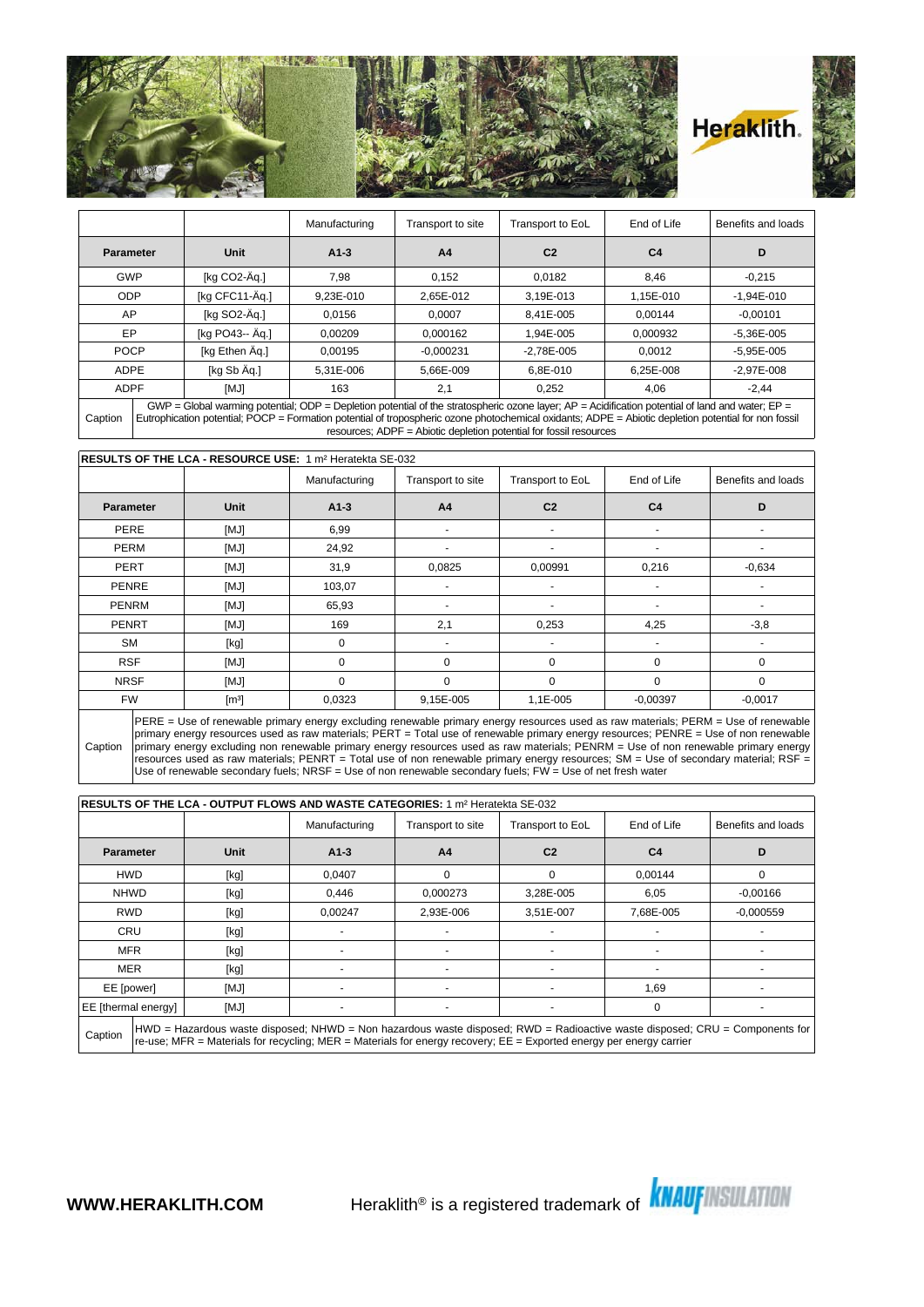| | | Manufacturing | Transport to site | Transport to EoL | End of Life | Benefits and loads |
|---|---|---|---|---|---|---|
| **Parameter** | **Unit** | **A1-3** | **A4** | **C2** | **C4** | **D** |
| GWP | [kg CO2-Äq.] | 7,98 | 0,152 | 0,0182 | 8,46 | -0,215 |
| ODP | [kg CFC11-Äq.] | 9,23E-010 | 2,65E-012 | 3,19E-013 | 1,15E-010 | -1,94E-010 |
| AP | [kg SO2-Äq.] | 0,0156 | 0,0007 | 8,41E-005 | 0,00144 | -0,00101 |
| EP | [kg PO43-- Äq.] | 0,00209 | 0,000162 | 1,94E-005 | 0,000932 | -5,36E-005 |
| POCP | [kg Ethen Äq.] | 0,00195 | -0,000231 | -2,78E-005 | 0,0012 | -5,95E-005 |
| ADPE | [kg Sb Äq.] | 5,31E-006 | 5,66E-009 | 6,8E-010 | 6,25E-008 | -2,97E-008 |
| ADPF | [MJ] | 163 | 2,1 | 0,252 | 4,06 | -2,44 |
| Caption | GWP = Global warming potential; ODP = Depletion potential of the stratospheric ozone layer; AP = Acidification potential of land and water; EP = Eutrophication potential; POCP = Formation potential of tropospheric ozone photochemical oxidants; ADPE = Abiotic depletion potential for non fossil resources; ADPF = Abiotic depletion potential for fossil resources | | | | | |

**RESULTS OF THE LCA - RESOURCE USE:** 1 m² Heratekta SE-032

| | | Manufacturing | Transport to site | Transport to EoL | End of Life | Benefits and loads |
|---|---|---|---|---|---|---|
| **Parameter** | **Unit** | **A1-3** | **A4** | **C2** | **C4** | **D** |
| PERE | [MJ] | 6,99 | - | - | - | - |
| PERM | [MJ] | 24,92 | - | - | - | - |
| PERT | [MJ] | 31,9 | 0,0825 | 0,00991 | 0,216 | -0,634 |
| PENRE | [MJ] | 103,07 | - | - | - | - |
| PENRM | [MJ] | 65,93 | - | - | - | - |
| PENRT | [MJ] | 169 | 2,1 | 0,253 | 4,25 | -3,8 |
| SM | [kg] | 0 | - | - | - | - |
| RSF | [MJ] | 0 | 0 | 0 | 0 | 0 |
| NRSF | [MJ] | 0 | 0 | 0 | 0 | 0 |
| FW | [m³] | 0,0323 | 9,15E-005 | 1,1E-005 | -0,00397 | -0,0017 |
| Caption | PERE = Use of renewable primary energy excluding renewable primary energy resources used as raw materials; PERM = Use of renewable primary energy resources used as raw materials; PERT = Total use of renewable primary energy resources; PENRE = Use of non renewable primary energy excluding non renewable primary energy resources used as raw materials; PENRM = Use of non renewable primary energy resources used as raw materials; PENRT = Total use of non renewable primary energy resources; SM = Use of secondary material; RSF = Use of renewable secondary fuels; NRSF = Use of non renewable secondary fuels; FW = Use of net fresh water | | | | | |

**RESULTS OF THE LCA - OUTPUT FLOWS AND WASTE CATEGORIES:** 1 m² Heratekta SE-032

| | | Manufacturing | Transport to site | Transport to EoL | End of Life | Benefits and loads |
|---|---|---|---|---|---|---|
| **Parameter** | **Unit** | **A1-3** | **A4** | **C2** | **C4** | **D** |
| HWD | [kg] | 0,0407 | 0 | 0 | 0,00144 | 0 |
| NHWD | [kg] | 0,446 | 0,000273 | 3,28E-005 | 6,05 | -0,00166 |
| RWD | [kg] | 0,00247 | 2,93E-006 | 3,51E-007 | 7,68E-005 | -0,000559 |
| CRU | [kg] | - | - | - | - | - |
| MFR | [kg] | - | - | - | - | - |
| MER | [kg] | - | - | - | - | - |
| EE [power] | [MJ] | - | - | - | 1,69 | - |
| EE [thermal energy] | [MJ] | - | - | - | 0 | - |
| Caption | HWD = Hazardous waste disposed; NHWD = Non hazardous waste disposed; RWD = Radioactive waste disposed; CRU = Components for re-use; MFR = Materials for recycling; MER = Materials for energy recovery; EE = Exported energy per energy carrier | | | | | |

**WWW.HERAKLITH.COM** Heraklith® is a registered trademark of KNAUF INSULATION